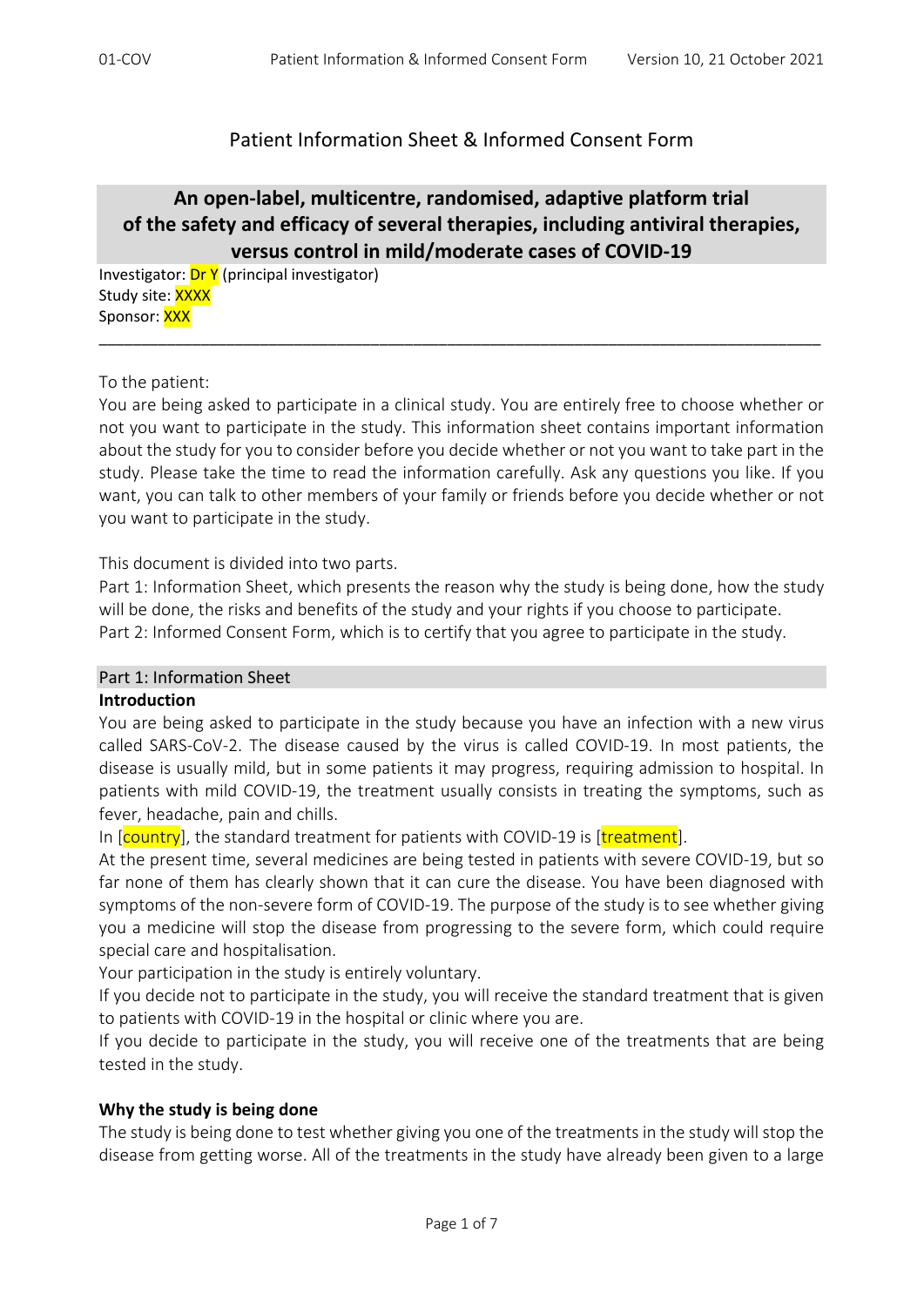# Patient Information Sheet & Informed Consent Form

## An open-label, multicentre, randomised, adaptive platform trial of the safety and efficacy of several therapies, including antiviral therapies, versus control in mild/moderate cases of COVID-19

Investigator: Dr Y (principal investigator)
Study site: XXXX
Sponsor: XXX

---

To the patient:
You are being asked to participate in a clinical study. You are entirely free to choose whether or not you want to participate in the study. This information sheet contains important information about the study for you to consider before you decide whether or not you want to take part in the study. Please take the time to read the information carefully. Ask any questions you like. If you want, you can talk to other members of your family or friends before you decide whether or not you want to participate in the study.

This document is divided into two parts.
Part 1: Information Sheet, which presents the reason why the study is being done, how the study will be done, the risks and benefits of the study and your rights if you choose to participate.
Part 2: Informed Consent Form, which is to certify that you agree to participate in the study.

## Part 1: Information Sheet

**Introduction**

You are being asked to participate in the study because you have an infection with a new virus called SARS-CoV-2. The disease caused by the virus is called COVID-19. In most patients, the disease is usually mild, but in some patients it may progress, requiring admission to hospital. In patients with mild COVID-19, the treatment usually consists in treating the symptoms, such as fever, headache, pain and chills.

In [country], the standard treatment for patients with COVID-19 is [treatment].

At the present time, several medicines are being tested in patients with severe COVID-19, but so far none of them has clearly shown that it can cure the disease. You have been diagnosed with symptoms of the non-severe form of COVID-19. The purpose of the study is to see whether giving you a medicine will stop the disease from progressing to the severe form, which could require special care and hospitalisation.

Your participation in the study is entirely voluntary.

If you decide not to participate in the study, you will receive the standard treatment that is given to patients with COVID-19 in the hospital or clinic where you are.

If you decide to participate in the study, you will receive one of the treatments that are being tested in the study.

**Why the study is being done**

The study is being done to test whether giving you one of the treatments in the study will stop the disease from getting worse. All of the treatments in the study have already been given to a large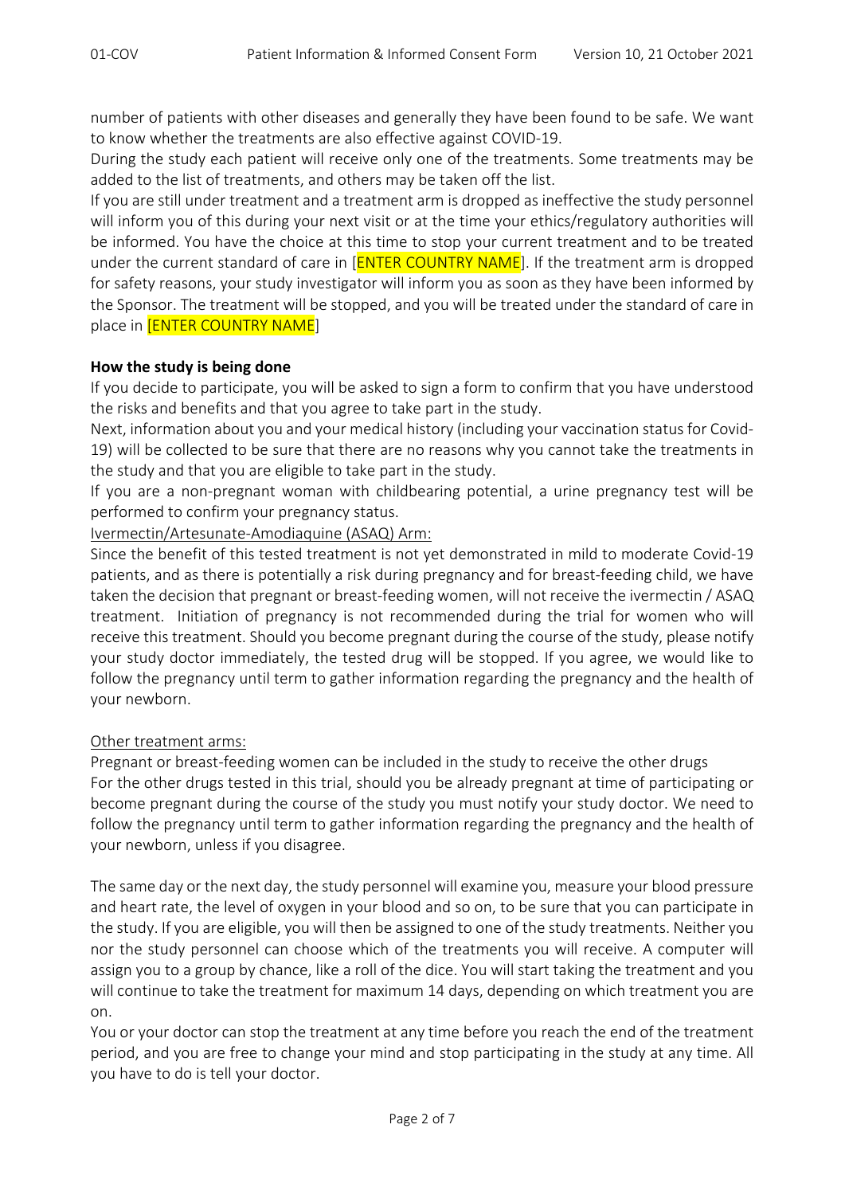number of patients with other diseases and generally they have been found to be safe. We want to know whether the treatments are also effective against COVID-19.

During the study each patient will receive only one of the treatments. Some treatments may be added to the list of treatments, and others may be taken off the list.

If you are still under treatment and a treatment arm is dropped as ineffective the study personnel will inform you of this during your next visit or at the time your ethics/regulatory authorities will be informed. You have the choice at this time to stop your current treatment and to be treated under the current standard of care in [ENTER COUNTRY NAME]. If the treatment arm is dropped for safety reasons, your study investigator will inform you as soon as they have been informed by the Sponsor. The treatment will be stopped, and you will be treated under the standard of care in place in [ENTER COUNTRY NAME]

**How the study is being done**

If you decide to participate, you will be asked to sign a form to confirm that you have understood the risks and benefits and that you agree to take part in the study.

Next, information about you and your medical history (including your vaccination status for Covid-19) will be collected to be sure that there are no reasons why you cannot take the treatments in the study and that you are eligible to take part in the study.

If you are a non-pregnant woman with childbearing potential, a urine pregnancy test will be performed to confirm your pregnancy status.

<u>Ivermectin/Artesunate-Amodiaquine (ASAQ) Arm:</u>

Since the benefit of this tested treatment is not yet demonstrated in mild to moderate Covid-19 patients, and as there is potentially a risk during pregnancy and for breast-feeding child, we have taken the decision that pregnant or breast-feeding women, will not receive the ivermectin / ASAQ treatment. Initiation of pregnancy is not recommended during the trial for women who will receive this treatment. Should you become pregnant during the course of the study, please notify your study doctor immediately, the tested drug will be stopped. If you agree, we would like to follow the pregnancy until term to gather information regarding the pregnancy and the health of your newborn.

<u>Other treatment arms:</u>

Pregnant or breast-feeding women can be included in the study to receive the other drugs

For the other drugs tested in this trial, should you be already pregnant at time of participating or become pregnant during the course of the study you must notify your study doctor. We need to follow the pregnancy until term to gather information regarding the pregnancy and the health of your newborn, unless if you disagree.

The same day or the next day, the study personnel will examine you, measure your blood pressure and heart rate, the level of oxygen in your blood and so on, to be sure that you can participate in the study. If you are eligible, you will then be assigned to one of the study treatments. Neither you nor the study personnel can choose which of the treatments you will receive. A computer will assign you to a group by chance, like a roll of the dice. You will start taking the treatment and you will continue to take the treatment for maximum 14 days, depending on which treatment you are on.

You or your doctor can stop the treatment at any time before you reach the end of the treatment period, and you are free to change your mind and stop participating in the study at any time. All you have to do is tell your doctor.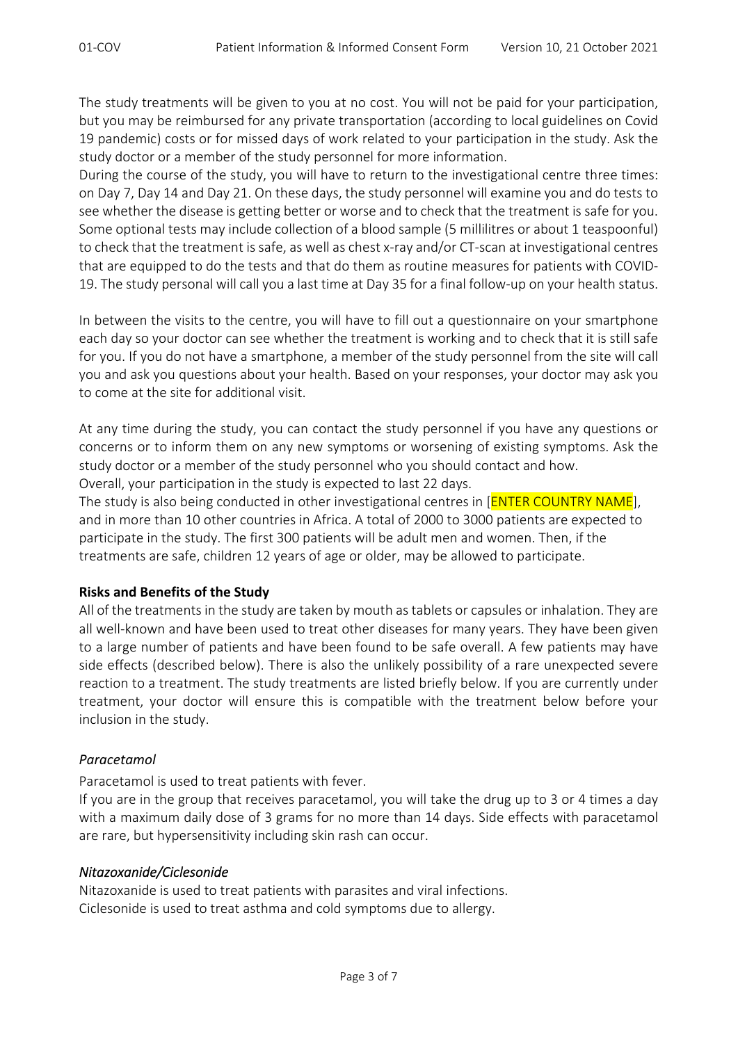The study treatments will be given to you at no cost. You will not be paid for your participation, but you may be reimbursed for any private transportation (according to local guidelines on Covid 19 pandemic) costs or for missed days of work related to your participation in the study. Ask the study doctor or a member of the study personnel for more information.
During the course of the study, you will have to return to the investigational centre three times: on Day 7, Day 14 and Day 21. On these days, the study personnel will examine you and do tests to see whether the disease is getting better or worse and to check that the treatment is safe for you. Some optional tests may include collection of a blood sample (5 millilitres or about 1 teaspoonful) to check that the treatment is safe, as well as chest x-ray and/or CT-scan at investigational centres that are equipped to do the tests and that do them as routine measures for patients with COVID-19. The study personal will call you a last time at Day 35 for a final follow-up on your health status.

In between the visits to the centre, you will have to fill out a questionnaire on your smartphone each day so your doctor can see whether the treatment is working and to check that it is still safe for you. If you do not have a smartphone, a member of the study personnel from the site will call you and ask you questions about your health. Based on your responses, your doctor may ask you to come at the site for additional visit.

At any time during the study, you can contact the study personnel if you have any questions or concerns or to inform them on any new symptoms or worsening of existing symptoms. Ask the study doctor or a member of the study personnel who you should contact and how.
Overall, your participation in the study is expected to last 22 days.
The study is also being conducted in other investigational centres in [ENTER COUNTRY NAME], and in more than 10 other countries in Africa. A total of 2000 to 3000 patients are expected to participate in the study. The first 300 patients will be adult men and women. Then, if the treatments are safe, children 12 years of age or older, may be allowed to participate.

**Risks and Benefits of the Study**

All of the treatments in the study are taken by mouth as tablets or capsules or inhalation. They are all well-known and have been used to treat other diseases for many years. They have been given to a large number of patients and have been found to be safe overall. A few patients may have side effects (described below). There is also the unlikely possibility of a rare unexpected severe reaction to a treatment. The study treatments are listed briefly below. If you are currently under treatment, your doctor will ensure this is compatible with the treatment below before your inclusion in the study.

*Paracetamol*

Paracetamol is used to treat patients with fever.
If you are in the group that receives paracetamol, you will take the drug up to 3 or 4 times a day with a maximum daily dose of 3 grams for no more than 14 days. Side effects with paracetamol are rare, but hypersensitivity including skin rash can occur.

*Nitazoxanide/Ciclesonide*

Nitazoxanide is used to treat patients with parasites and viral infections.
Ciclesonide is used to treat asthma and cold symptoms due to allergy.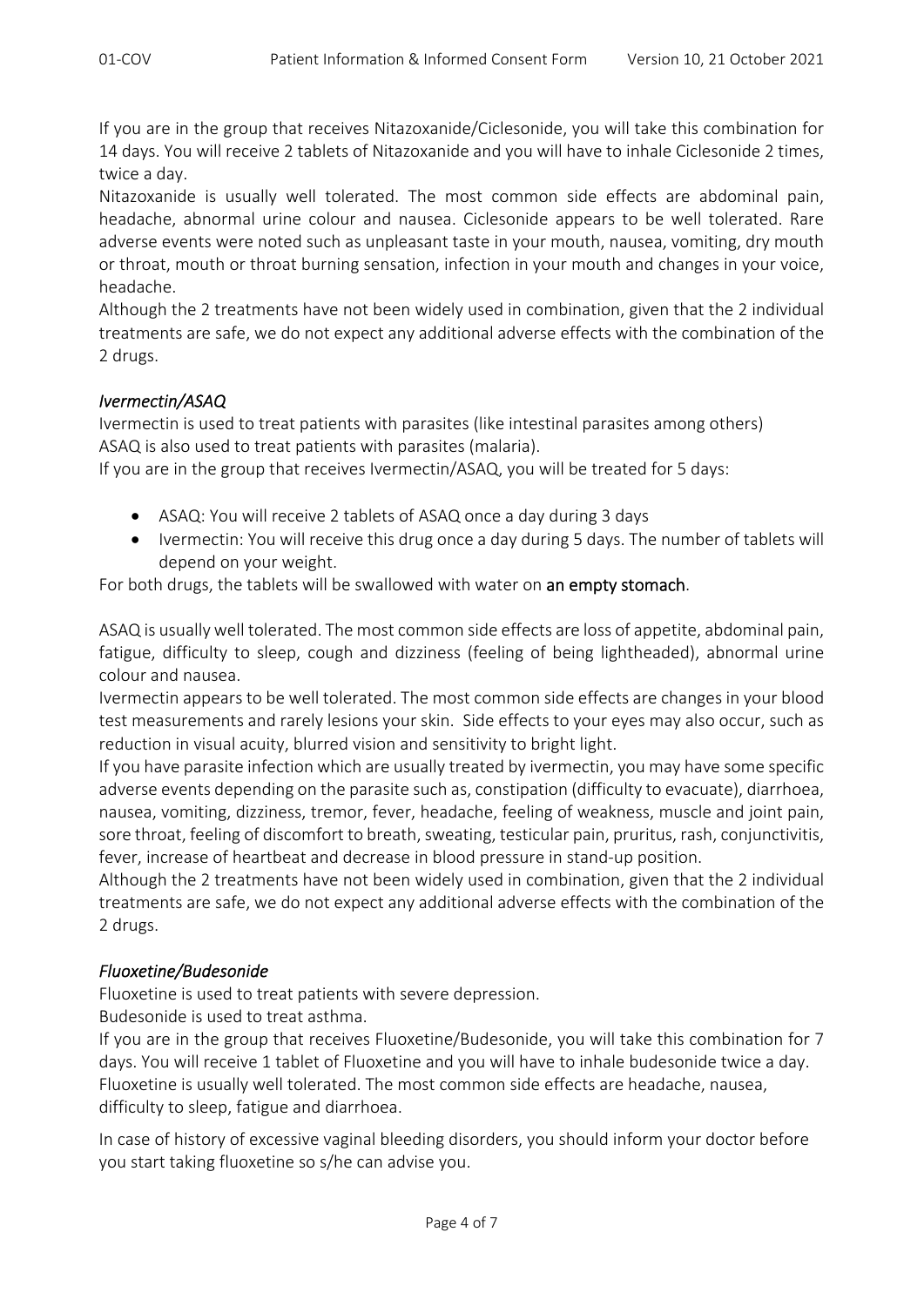If you are in the group that receives Nitazoxanide/Ciclesonide, you will take this combination for 14 days. You will receive 2 tablets of Nitazoxanide and you will have to inhale Ciclesonide 2 times, twice a day.

Nitazoxanide is usually well tolerated. The most common side effects are abdominal pain, headache, abnormal urine colour and nausea. Ciclesonide appears to be well tolerated. Rare adverse events were noted such as unpleasant taste in your mouth, nausea, vomiting, dry mouth or throat, mouth or throat burning sensation, infection in your mouth and changes in your voice, headache.

Although the 2 treatments have not been widely used in combination, given that the 2 individual treatments are safe, we do not expect any additional adverse effects with the combination of the 2 drugs.

### *Ivermectin/ASAQ*

Ivermectin is used to treat patients with parasites (like intestinal parasites among others)
ASAQ is also used to treat patients with parasites (malaria).

If you are in the group that receives Ivermectin/ASAQ, you will be treated for 5 days:

- ASAQ: You will receive 2 tablets of ASAQ once a day during 3 days
- Ivermectin: You will receive this drug once a day during 5 days. The number of tablets will depend on your weight.

For both drugs, the tablets will be swallowed with water on **an empty stomach**.

ASAQ is usually well tolerated. The most common side effects are loss of appetite, abdominal pain, fatigue, difficulty to sleep, cough and dizziness (feeling of being lightheaded), abnormal urine colour and nausea.

Ivermectin appears to be well tolerated. The most common side effects are changes in your blood test measurements and rarely lesions your skin. Side effects to your eyes may also occur, such as reduction in visual acuity, blurred vision and sensitivity to bright light.

If you have parasite infection which are usually treated by ivermectin, you may have some specific adverse events depending on the parasite such as, constipation (difficulty to evacuate), diarrhoea, nausea, vomiting, dizziness, tremor, fever, headache, feeling of weakness, muscle and joint pain, sore throat, feeling of discomfort to breath, sweating, testicular pain, pruritus, rash, conjunctivitis, fever, increase of heartbeat and decrease in blood pressure in stand-up position.

Although the 2 treatments have not been widely used in combination, given that the 2 individual treatments are safe, we do not expect any additional adverse effects with the combination of the 2 drugs.

### *Fluoxetine/Budesonide*

Fluoxetine is used to treat patients with severe depression.

Budesonide is used to treat asthma.

If you are in the group that receives Fluoxetine/Budesonide, you will take this combination for 7 days. You will receive 1 tablet of Fluoxetine and you will have to inhale budesonide twice a day.

Fluoxetine is usually well tolerated. The most common side effects are headache, nausea, difficulty to sleep, fatigue and diarrhoea.

In case of history of excessive vaginal bleeding disorders, you should inform your doctor before you start taking fluoxetine so s/he can advise you.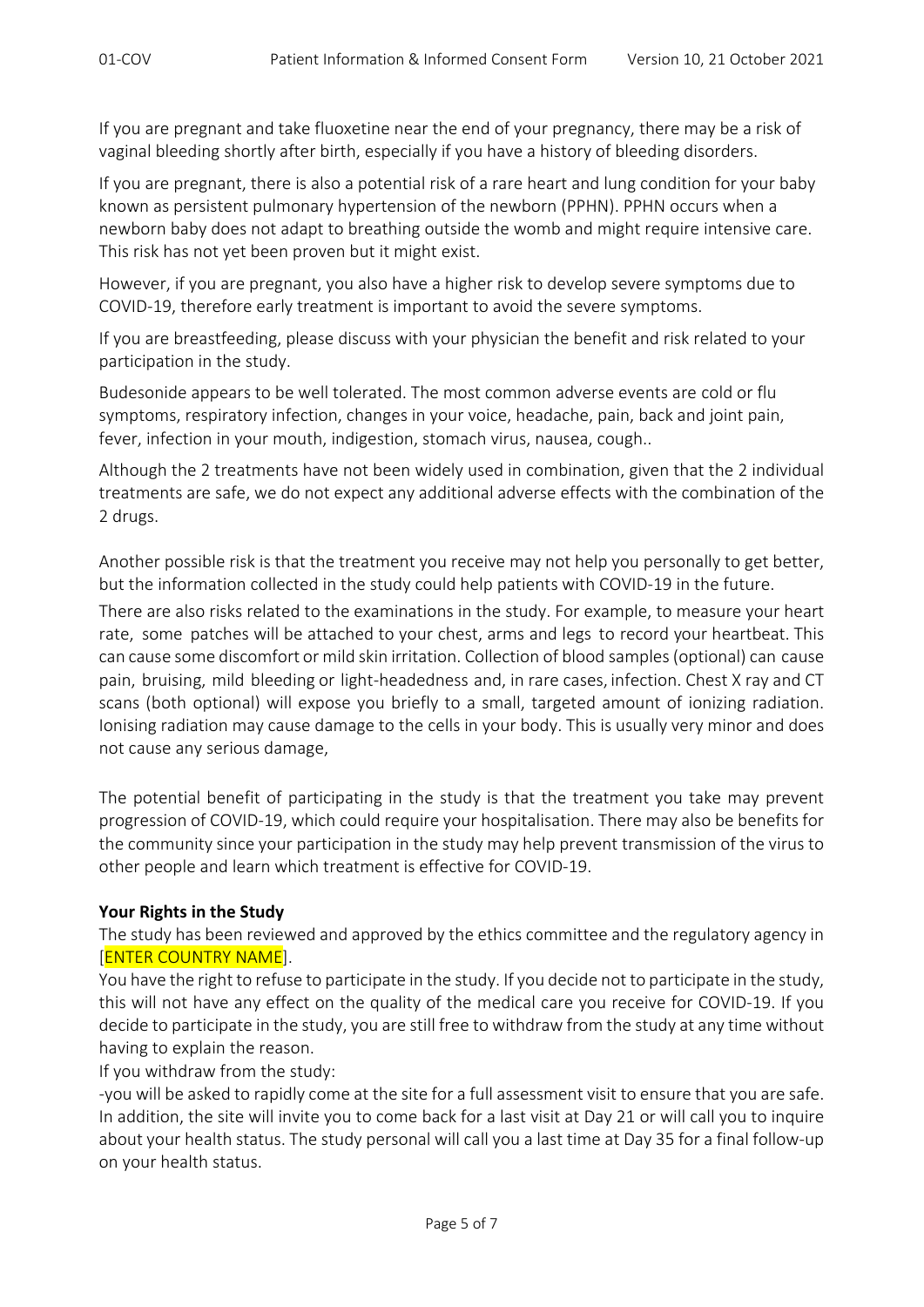If you are pregnant and take fluoxetine near the end of your pregnancy, there may be a risk of vaginal bleeding shortly after birth, especially if you have a history of bleeding disorders.

If you are pregnant, there is also a potential risk of a rare heart and lung condition for your baby known as persistent pulmonary hypertension of the newborn (PPHN). PPHN occurs when a newborn baby does not adapt to breathing outside the womb and might require intensive care. This risk has not yet been proven but it might exist.

However, if you are pregnant, you also have a higher risk to develop severe symptoms due to COVID-19, therefore early treatment is important to avoid the severe symptoms.

If you are breastfeeding, please discuss with your physician the benefit and risk related to your participation in the study.

Budesonide appears to be well tolerated. The most common adverse events are cold or flu symptoms, respiratory infection, changes in your voice, headache, pain, back and joint pain, fever, infection in your mouth, indigestion, stomach virus, nausea, cough..

Although the 2 treatments have not been widely used in combination, given that the 2 individual treatments are safe, we do not expect any additional adverse effects with the combination of the 2 drugs.

Another possible risk is that the treatment you receive may not help you personally to get better, but the information collected in the study could help patients with COVID-19 in the future.

There are also risks related to the examinations in the study. For example, to measure your heart rate, some patches will be attached to your chest, arms and legs to record your heartbeat. This can cause some discomfort or mild skin irritation. Collection of blood samples (optional) can cause pain, bruising, mild bleeding or light-headedness and, in rare cases, infection. Chest X ray and CT scans (both optional) will expose you briefly to a small, targeted amount of ionizing radiation. Ionising radiation may cause damage to the cells in your body. This is usually very minor and does not cause any serious damage,

The potential benefit of participating in the study is that the treatment you take may prevent progression of COVID-19, which could require your hospitalisation. There may also be benefits for the community since your participation in the study may help prevent transmission of the virus to other people and learn which treatment is effective for COVID-19.

**Your Rights in the Study**

The study has been reviewed and approved by the ethics committee and the regulatory agency in [ENTER COUNTRY NAME].

You have the right to refuse to participate in the study. If you decide not to participate in the study, this will not have any effect on the quality of the medical care you receive for COVID-19. If you decide to participate in the study, you are still free to withdraw from the study at any time without having to explain the reason.

If you withdraw from the study:

-you will be asked to rapidly come at the site for a full assessment visit to ensure that you are safe. In addition, the site will invite you to come back for a last visit at Day 21 or will call you to inquire about your health status. The study personal will call you a last time at Day 35 for a final follow-up on your health status.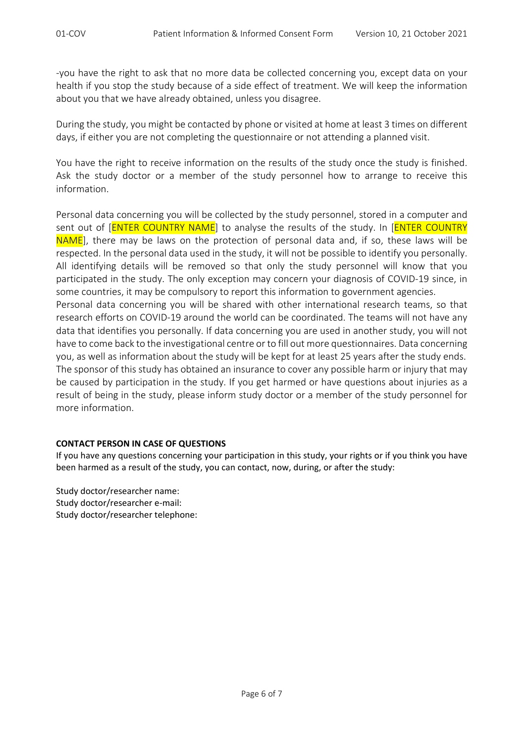-you have the right to ask that no more data be collected concerning you, except data on your health if you stop the study because of a side effect of treatment. We will keep the information about you that we have already obtained, unless you disagree.

During the study, you might be contacted by phone or visited at home at least 3 times on different days, if either you are not completing the questionnaire or not attending a planned visit.

You have the right to receive information on the results of the study once the study is finished. Ask the study doctor or a member of the study personnel how to arrange to receive this information.

Personal data concerning you will be collected by the study personnel, stored in a computer and sent out of [ENTER COUNTRY NAME] to analyse the results of the study. In [ENTER COUNTRY NAME], there may be laws on the protection of personal data and, if so, these laws will be respected. In the personal data used in the study, it will not be possible to identify you personally. All identifying details will be removed so that only the study personnel will know that you participated in the study. The only exception may concern your diagnosis of COVID-19 since, in some countries, it may be compulsory to report this information to government agencies.
Personal data concerning you will be shared with other international research teams, so that research efforts on COVID-19 around the world can be coordinated. The teams will not have any data that identifies you personally. If data concerning you are used in another study, you will not have to come back to the investigational centre or to fill out more questionnaires. Data concerning you, as well as information about the study will be kept for at least 25 years after the study ends.
The sponsor of this study has obtained an insurance to cover any possible harm or injury that may be caused by participation in the study. If you get harmed or have questions about injuries as a result of being in the study, please inform study doctor or a member of the study personnel for more information.

**CONTACT PERSON IN CASE OF QUESTIONS**
If you have any questions concerning your participation in this study, your rights or if you think you have been harmed as a result of the study, you can contact, now, during, or after the study:

Study doctor/researcher name:
Study doctor/researcher e-mail:
Study doctor/researcher telephone: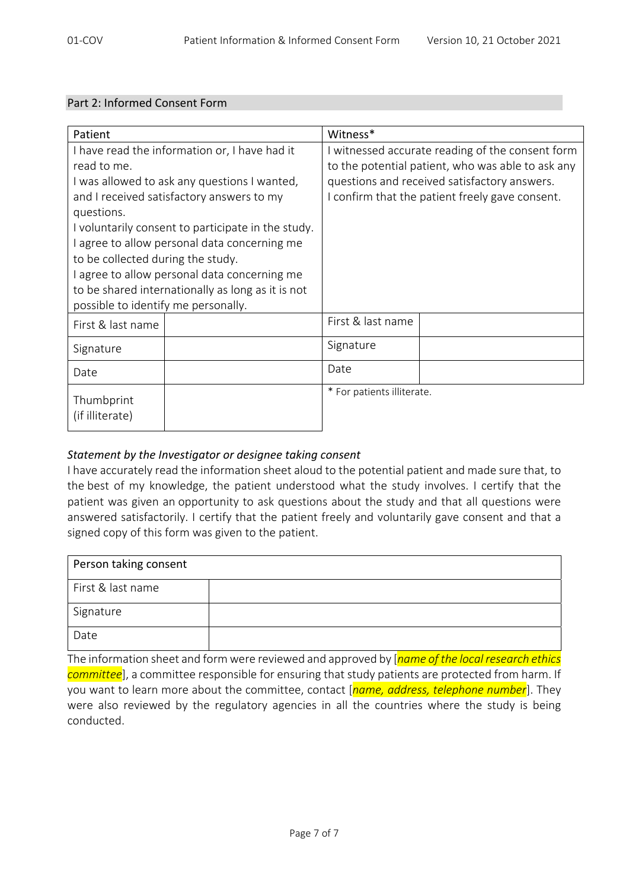## Part 2: Informed Consent Form

| Patient | | Witness* | |
|---|---|---|---|
| I have read the information or, I have had it read to me. I was allowed to ask any questions I wanted, and I received satisfactory answers to my questions. I voluntarily consent to participate in the study. I agree to allow personal data concerning me to be collected during the study. I agree to allow personal data concerning me to be shared internationally as long as it is not possible to identify me personally. | | I witnessed accurate reading of the consent form to the potential patient, who was able to ask any questions and received satisfactory answers. I confirm that the patient freely gave consent. | |
| First & last name | | First & last name | |
| Signature | | Signature | |
| Date | | Date | |
| Thumbprint (if illiterate) | | * For patients illiterate. | |

*Statement by the Investigator or designee taking consent*

I have accurately read the information sheet aloud to the potential patient and made sure that, to the best of my knowledge, the patient understood what the study involves. I certify that the patient was given an opportunity to ask questions about the study and that all questions were answered satisfactorily. I certify that the patient freely and voluntarily gave consent and that a signed copy of this form was given to the patient.

| Person taking consent | |
|---|---|
| First & last name | |
| Signature | |
| Date | |

The information sheet and form were reviewed and approved by [*name of the local research ethics committee*], a committee responsible for ensuring that study patients are protected from harm. If you want to learn more about the committee, contact [*name, address, telephone number*]. They were also reviewed by the regulatory agencies in all the countries where the study is being conducted.